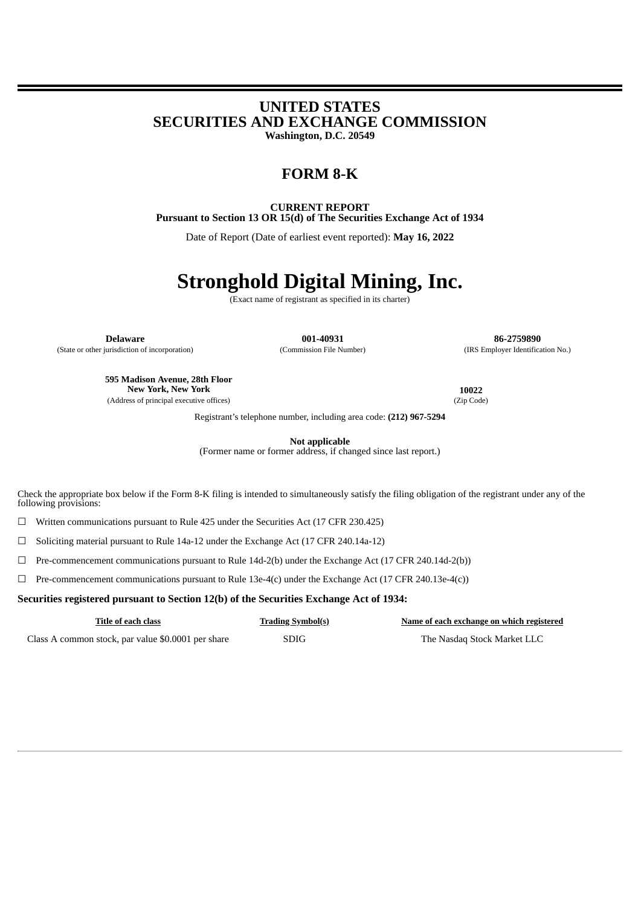# UNITED STATES
# SECURITIES AND EXCHANGE COMMISSION
**Washington, D.C. 20549**

## FORM 8-K

**CURRENT REPORT**
**Pursuant to Section 13 OR 15(d) of The Securities Exchange Act of 1934**

Date of Report (Date of earliest event reported): **May 16, 2022**

# Stronghold Digital Mining, Inc.
(Exact name of registrant as specified in its charter)

| **Delaware** | **001-40931** | **86-2759890** |
|---|---|---|
| (State or other jurisdiction of incorporation) | (Commission File Number) | (IRS Employer Identification No.) |

| **595 Madison Avenue, 28th Floor New York, New York** | **10022** |
|---|---|
| (Address of principal executive offices) | (Zip Code) |

Registrant's telephone number, including area code: **(212) 967-5294**

**Not applicable**
(Former name or former address, if changed since last report.)

Check the appropriate box below if the Form 8-K filing is intended to simultaneously satisfy the filing obligation of the registrant under any of the following provisions:

☐ Written communications pursuant to Rule 425 under the Securities Act (17 CFR 230.425)

☐ Soliciting material pursuant to Rule 14a-12 under the Exchange Act (17 CFR 240.14a-12)

☐ Pre-commencement communications pursuant to Rule 14d-2(b) under the Exchange Act (17 CFR 240.14d-2(b))

☐ Pre-commencement communications pursuant to Rule 13e-4(c) under the Exchange Act (17 CFR 240.13e-4(c))

**Securities registered pursuant to Section 12(b) of the Securities Exchange Act of 1934:**

| Title of each class | Trading Symbol(s) | Name of each exchange on which registered |
|---|---|---|
| Class A common stock, par value $0.0001 per share | SDIG | The Nasdaq Stock Market LLC |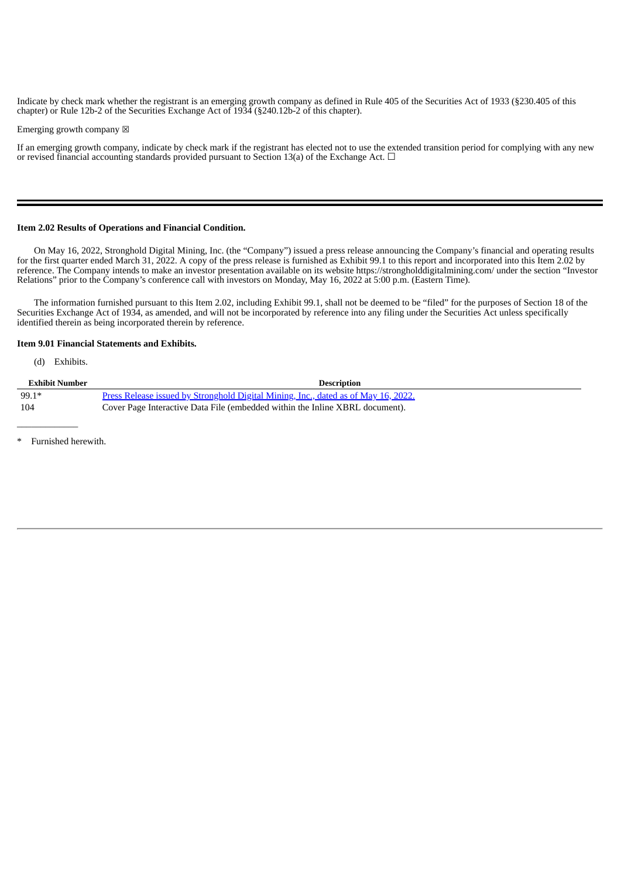Indicate by check mark whether the registrant is an emerging growth company as defined in Rule 405 of the Securities Act of 1933 (§230.405 of this chapter) or Rule 12b-2 of the Securities Exchange Act of 1934 (§240.12b-2 of this chapter).

Emerging growth company ☒

If an emerging growth company, indicate by check mark if the registrant has elected not to use the extended transition period for complying with any new or revised financial accounting standards provided pursuant to Section 13(a) of the Exchange Act. ☐

---

**Item 2.02 Results of Operations and Financial Condition.**

On May 16, 2022, Stronghold Digital Mining, Inc. (the "Company") issued a press release announcing the Company's financial and operating results for the first quarter ended March 31, 2022. A copy of the press release is furnished as Exhibit 99.1 to this report and incorporated into this Item 2.02 by reference. The Company intends to make an investor presentation available on its website https://strongholddigitalmining.com/ under the section "Investor Relations" prior to the Company's conference call with investors on Monday, May 16, 2022 at 5:00 p.m. (Eastern Time).

The information furnished pursuant to this Item 2.02, including Exhibit 99.1, shall not be deemed to be "filed" for the purposes of Section 18 of the Securities Exchange Act of 1934, as amended, and will not be incorporated by reference into any filing under the Securities Act unless specifically identified therein as being incorporated therein by reference.

**Item 9.01 Financial Statements and Exhibits.**

(d) Exhibits.

| Exhibit Number | Description |
|---|---|
| 99.1* | Press Release issued by Stronghold Digital Mining, Inc., dated as of May 16, 2022. |
| 104 | Cover Page Interactive Data File (embedded within the Inline XBRL document). |

\* Furnished herewith.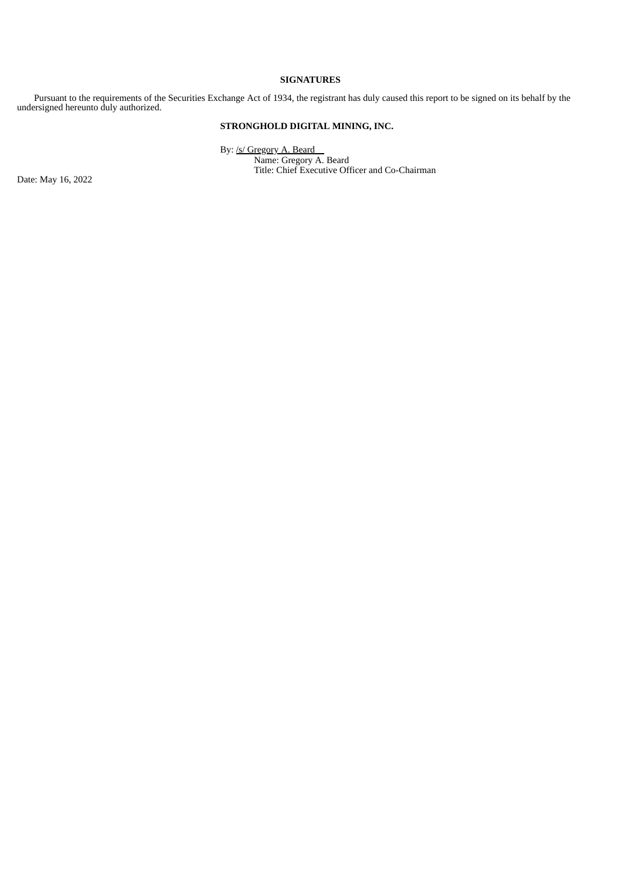**SIGNATURES**

Pursuant to the requirements of the Securities Exchange Act of 1934, the registrant has duly caused this report to be signed on its behalf by the undersigned hereunto duly authorized.

**STRONGHOLD DIGITAL MINING, INC.**

By: /s/ Gregory A. Beard
Name: Gregory A. Beard
Title: Chief Executive Officer and Co-Chairman

Date: May 16, 2022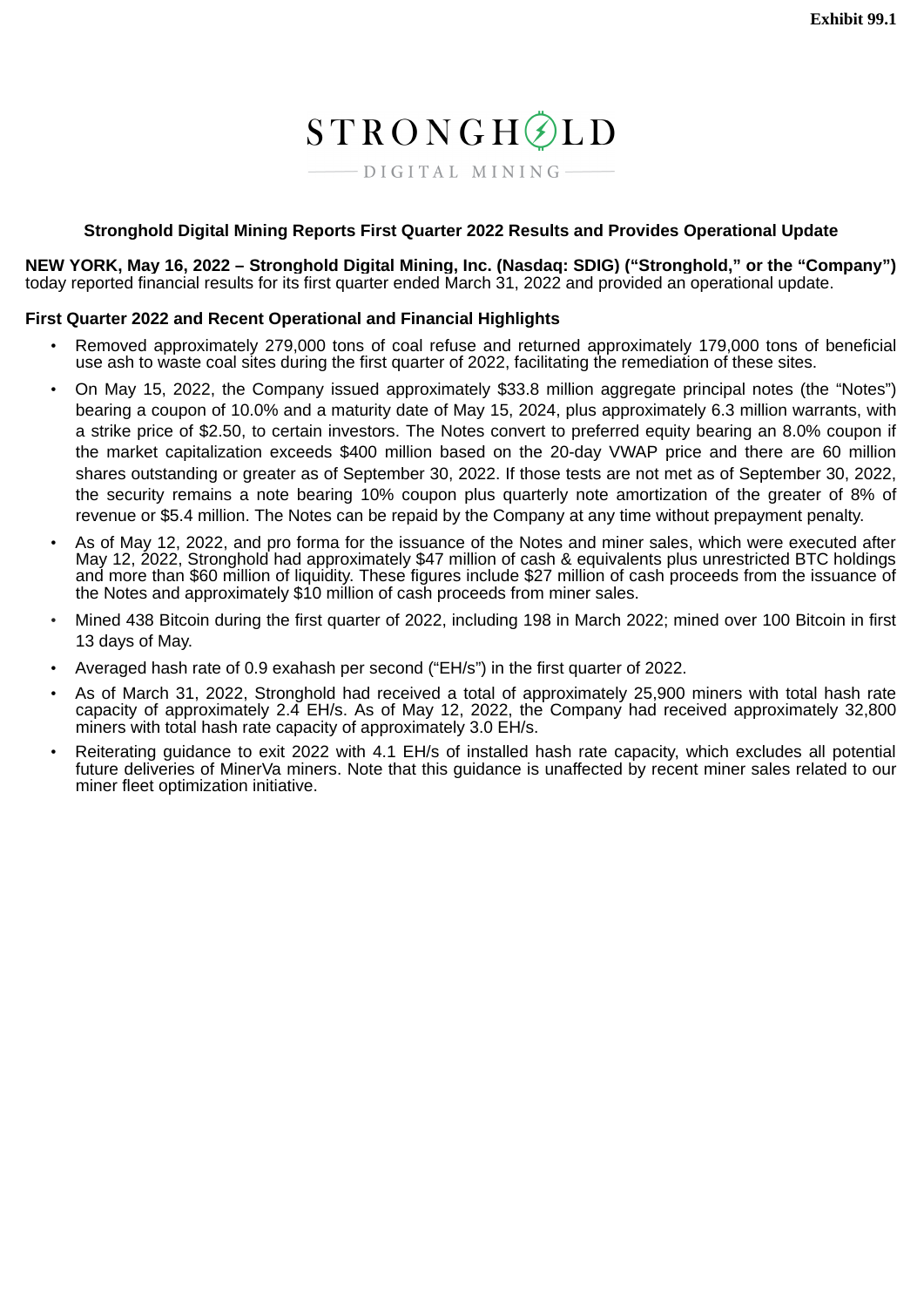Exhibit 99.1

STRONGHOLD DIGITAL MINING

## Stronghold Digital Mining Reports First Quarter 2022 Results and Provides Operational Update

**NEW YORK, May 16, 2022 – Stronghold Digital Mining, Inc. (Nasdaq: SDIG) ("Stronghold," or the "Company")** today reported financial results for its first quarter ended March 31, 2022 and provided an operational update.

### First Quarter 2022 and Recent Operational and Financial Highlights

- Removed approximately 279,000 tons of coal refuse and returned approximately 179,000 tons of beneficial use ash to waste coal sites during the first quarter of 2022, facilitating the remediation of these sites.
- On May 15, 2022, the Company issued approximately $33.8 million aggregate principal notes (the "Notes") bearing a coupon of 10.0% and a maturity date of May 15, 2024, plus approximately 6.3 million warrants, with a strike price of $2.50, to certain investors. The Notes convert to preferred equity bearing an 8.0% coupon if the market capitalization exceeds $400 million based on the 20-day VWAP price and there are 60 million shares outstanding or greater as of September 30, 2022. If those tests are not met as of September 30, 2022, the security remains a note bearing 10% coupon plus quarterly note amortization of the greater of 8% of revenue or $5.4 million. The Notes can be repaid by the Company at any time without prepayment penalty.
- As of May 12, 2022, and pro forma for the issuance of the Notes and miner sales, which were executed after May 12, 2022, Stronghold had approximately $47 million of cash & equivalents plus unrestricted BTC holdings and more than $60 million of liquidity. These figures include $27 million of cash proceeds from the issuance of the Notes and approximately $10 million of cash proceeds from miner sales.
- Mined 438 Bitcoin during the first quarter of 2022, including 198 in March 2022; mined over 100 Bitcoin in first 13 days of May.
- Averaged hash rate of 0.9 exahash per second ("EH/s") in the first quarter of 2022.
- As of March 31, 2022, Stronghold had received a total of approximately 25,900 miners with total hash rate capacity of approximately 2.4 EH/s. As of May 12, 2022, the Company had received approximately 32,800 miners with total hash rate capacity of approximately 3.0 EH/s.
- Reiterating guidance to exit 2022 with 4.1 EH/s of installed hash rate capacity, which excludes all potential future deliveries of MinerVa miners. Note that this guidance is unaffected by recent miner sales related to our miner fleet optimization initiative.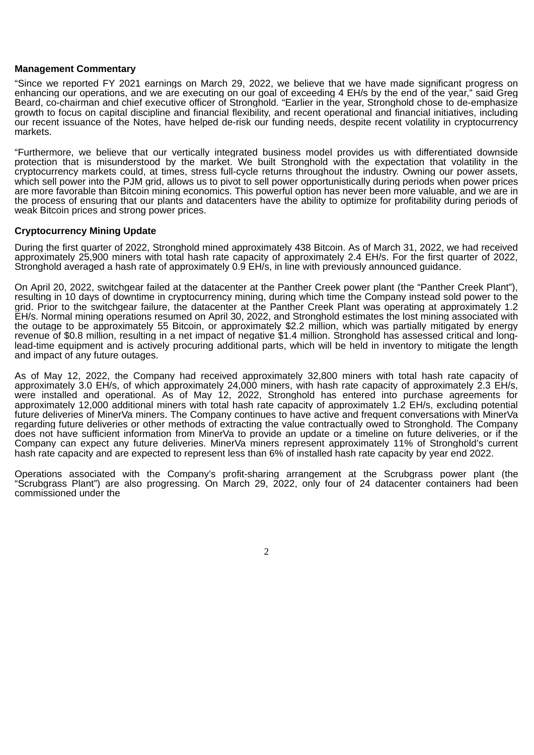**Management Commentary**

"Since we reported FY 2021 earnings on March 29, 2022, we believe that we have made significant progress on enhancing our operations, and we are executing on our goal of exceeding 4 EH/s by the end of the year," said Greg Beard, co-chairman and chief executive officer of Stronghold. "Earlier in the year, Stronghold chose to de-emphasize growth to focus on capital discipline and financial flexibility, and recent operational and financial initiatives, including our recent issuance of the Notes, have helped de-risk our funding needs, despite recent volatility in cryptocurrency markets.

"Furthermore, we believe that our vertically integrated business model provides us with differentiated downside protection that is misunderstood by the market. We built Stronghold with the expectation that volatility in the cryptocurrency markets could, at times, stress full-cycle returns throughout the industry. Owning our power assets, which sell power into the PJM grid, allows us to pivot to sell power opportunistically during periods when power prices are more favorable than Bitcoin mining economics. This powerful option has never been more valuable, and we are in the process of ensuring that our plants and datacenters have the ability to optimize for profitability during periods of weak Bitcoin prices and strong power prices.

**Cryptocurrency Mining Update**

During the first quarter of 2022, Stronghold mined approximately 438 Bitcoin. As of March 31, 2022, we had received approximately 25,900 miners with total hash rate capacity of approximately 2.4 EH/s. For the first quarter of 2022, Stronghold averaged a hash rate of approximately 0.9 EH/s, in line with previously announced guidance.

On April 20, 2022, switchgear failed at the datacenter at the Panther Creek power plant (the "Panther Creek Plant"), resulting in 10 days of downtime in cryptocurrency mining, during which time the Company instead sold power to the grid. Prior to the switchgear failure, the datacenter at the Panther Creek Plant was operating at approximately 1.2 EH/s. Normal mining operations resumed on April 30, 2022, and Stronghold estimates the lost mining associated with the outage to be approximately 55 Bitcoin, or approximately $2.2 million, which was partially mitigated by energy revenue of $0.8 million, resulting in a net impact of negative $1.4 million. Stronghold has assessed critical and long-lead-time equipment and is actively procuring additional parts, which will be held in inventory to mitigate the length and impact of any future outages.

As of May 12, 2022, the Company had received approximately 32,800 miners with total hash rate capacity of approximately 3.0 EH/s, of which approximately 24,000 miners, with hash rate capacity of approximately 2.3 EH/s, were installed and operational. As of May 12, 2022, Stronghold has entered into purchase agreements for approximately 12,000 additional miners with total hash rate capacity of approximately 1.2 EH/s, excluding potential future deliveries of MinerVa miners. The Company continues to have active and frequent conversations with MinerVa regarding future deliveries or other methods of extracting the value contractually owed to Stronghold. The Company does not have sufficient information from MinerVa to provide an update or a timeline on future deliveries, or if the Company can expect any future deliveries. MinerVa miners represent approximately 11% of Stronghold's current hash rate capacity and are expected to represent less than 6% of installed hash rate capacity by year end 2022.

Operations associated with the Company's profit-sharing arrangement at the Scrubgrass power plant (the "Scrubgrass Plant") are also progressing. On March 29, 2022, only four of 24 datacenter containers had been commissioned under the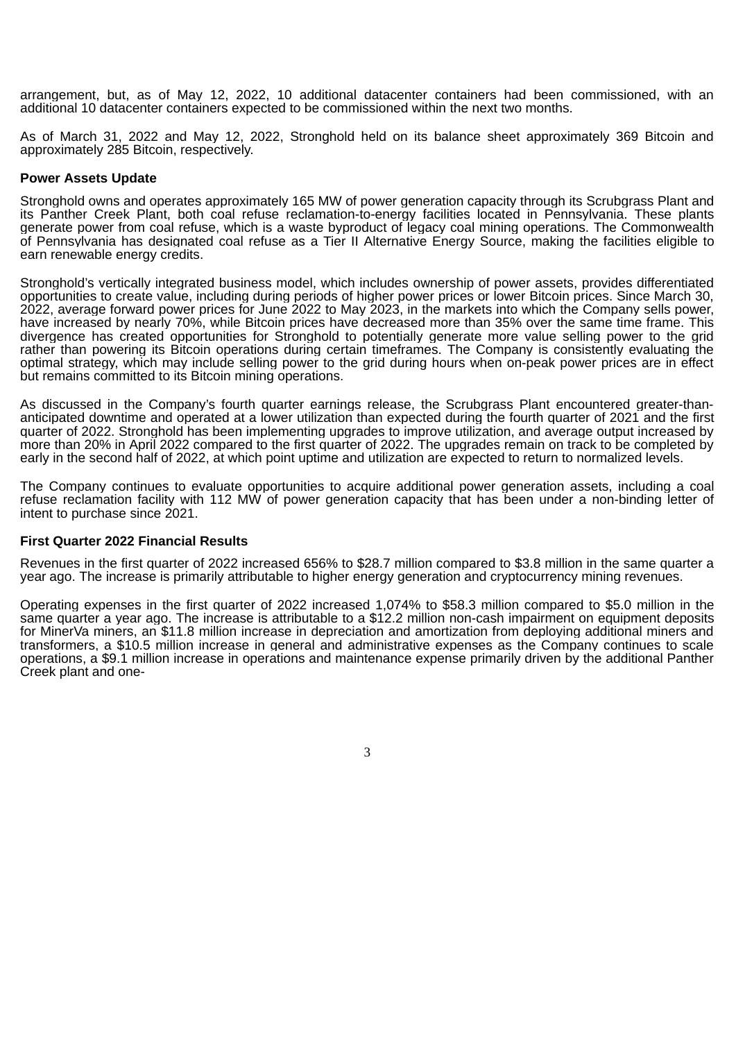arrangement, but, as of May 12, 2022, 10 additional datacenter containers had been commissioned, with an additional 10 datacenter containers expected to be commissioned within the next two months.

As of March 31, 2022 and May 12, 2022, Stronghold held on its balance sheet approximately 369 Bitcoin and approximately 285 Bitcoin, respectively.

**Power Assets Update**

Stronghold owns and operates approximately 165 MW of power generation capacity through its Scrubgrass Plant and its Panther Creek Plant, both coal refuse reclamation-to-energy facilities located in Pennsylvania. These plants generate power from coal refuse, which is a waste byproduct of legacy coal mining operations. The Commonwealth of Pennsylvania has designated coal refuse as a Tier II Alternative Energy Source, making the facilities eligible to earn renewable energy credits.

Stronghold's vertically integrated business model, which includes ownership of power assets, provides differentiated opportunities to create value, including during periods of higher power prices or lower Bitcoin prices. Since March 30, 2022, average forward power prices for June 2022 to May 2023, in the markets into which the Company sells power, have increased by nearly 70%, while Bitcoin prices have decreased more than 35% over the same time frame. This divergence has created opportunities for Stronghold to potentially generate more value selling power to the grid rather than powering its Bitcoin operations during certain timeframes. The Company is consistently evaluating the optimal strategy, which may include selling power to the grid during hours when on-peak power prices are in effect but remains committed to its Bitcoin mining operations.

As discussed in the Company's fourth quarter earnings release, the Scrubgrass Plant encountered greater-than-anticipated downtime and operated at a lower utilization than expected during the fourth quarter of 2021 and the first quarter of 2022. Stronghold has been implementing upgrades to improve utilization, and average output increased by more than 20% in April 2022 compared to the first quarter of 2022. The upgrades remain on track to be completed by early in the second half of 2022, at which point uptime and utilization are expected to return to normalized levels.

The Company continues to evaluate opportunities to acquire additional power generation assets, including a coal refuse reclamation facility with 112 MW of power generation capacity that has been under a non-binding letter of intent to purchase since 2021.

**First Quarter 2022 Financial Results**

Revenues in the first quarter of 2022 increased 656% to $28.7 million compared to $3.8 million in the same quarter a year ago. The increase is primarily attributable to higher energy generation and cryptocurrency mining revenues.

Operating expenses in the first quarter of 2022 increased 1,074% to $58.3 million compared to $5.0 million in the same quarter a year ago. The increase is attributable to a $12.2 million non-cash impairment on equipment deposits for MinerVa miners, an $11.8 million increase in depreciation and amortization from deploying additional miners and transformers, a $10.5 million increase in general and administrative expenses as the Company continues to scale operations, a $9.1 million increase in operations and maintenance expense primarily driven by the additional Panther Creek plant and one-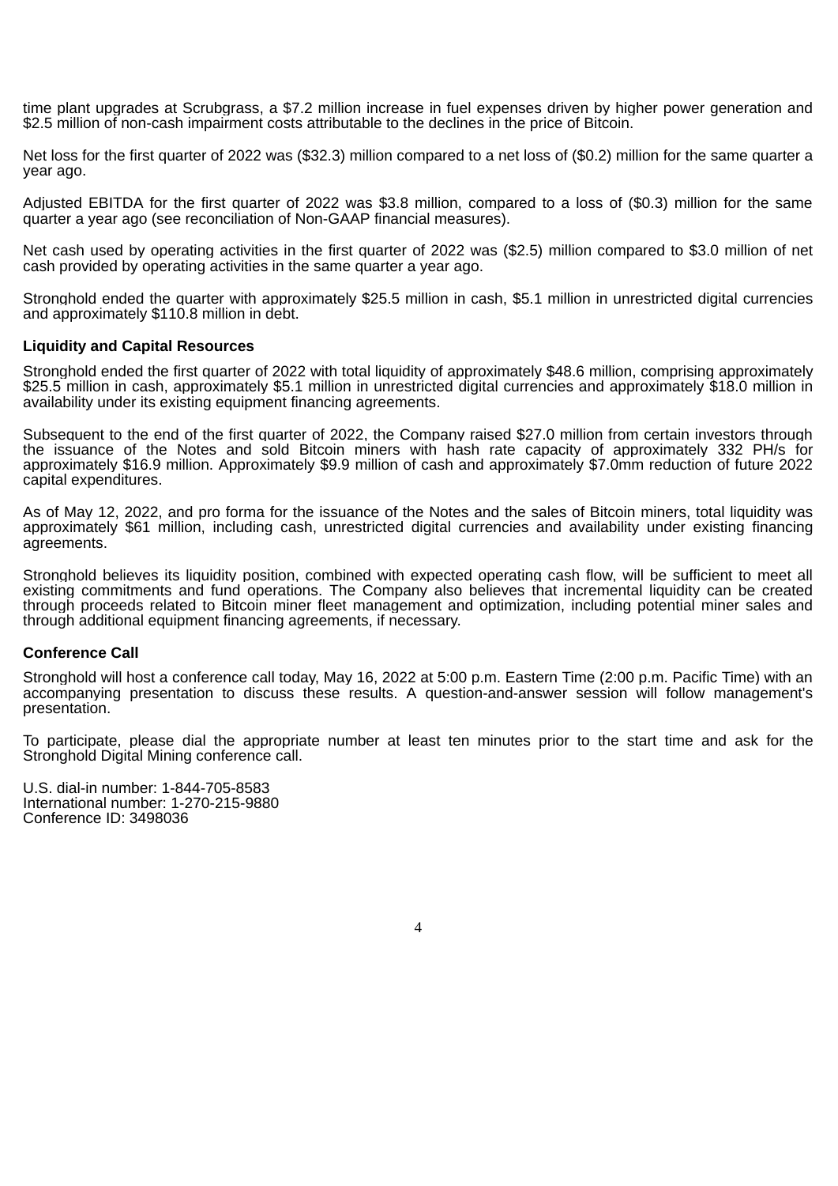time plant upgrades at Scrubgrass, a $7.2 million increase in fuel expenses driven by higher power generation and $2.5 million of non-cash impairment costs attributable to the declines in the price of Bitcoin.

Net loss for the first quarter of 2022 was ($32.3) million compared to a net loss of ($0.2) million for the same quarter a year ago.

Adjusted EBITDA for the first quarter of 2022 was $3.8 million, compared to a loss of ($0.3) million for the same quarter a year ago (see reconciliation of Non-GAAP financial measures).

Net cash used by operating activities in the first quarter of 2022 was ($2.5) million compared to $3.0 million of net cash provided by operating activities in the same quarter a year ago.

Stronghold ended the quarter with approximately $25.5 million in cash, $5.1 million in unrestricted digital currencies and approximately $110.8 million in debt.

**Liquidity and Capital Resources**

Stronghold ended the first quarter of 2022 with total liquidity of approximately $48.6 million, comprising approximately $25.5 million in cash, approximately $5.1 million in unrestricted digital currencies and approximately $18.0 million in availability under its existing equipment financing agreements.

Subsequent to the end of the first quarter of 2022, the Company raised $27.0 million from certain investors through the issuance of the Notes and sold Bitcoin miners with hash rate capacity of approximately 332 PH/s for approximately $16.9 million. Approximately $9.9 million of cash and approximately $7.0mm reduction of future 2022 capital expenditures.

As of May 12, 2022, and pro forma for the issuance of the Notes and the sales of Bitcoin miners, total liquidity was approximately $61 million, including cash, unrestricted digital currencies and availability under existing financing agreements.

Stronghold believes its liquidity position, combined with expected operating cash flow, will be sufficient to meet all existing commitments and fund operations. The Company also believes that incremental liquidity can be created through proceeds related to Bitcoin miner fleet management and optimization, including potential miner sales and through additional equipment financing agreements, if necessary.

**Conference Call**

Stronghold will host a conference call today, May 16, 2022 at 5:00 p.m. Eastern Time (2:00 p.m. Pacific Time) with an accompanying presentation to discuss these results. A question-and-answer session will follow management's presentation.

To participate, please dial the appropriate number at least ten minutes prior to the start time and ask for the Stronghold Digital Mining conference call.

U.S. dial-in number: 1-844-705-8583
International number: 1-270-215-9880
Conference ID: 3498036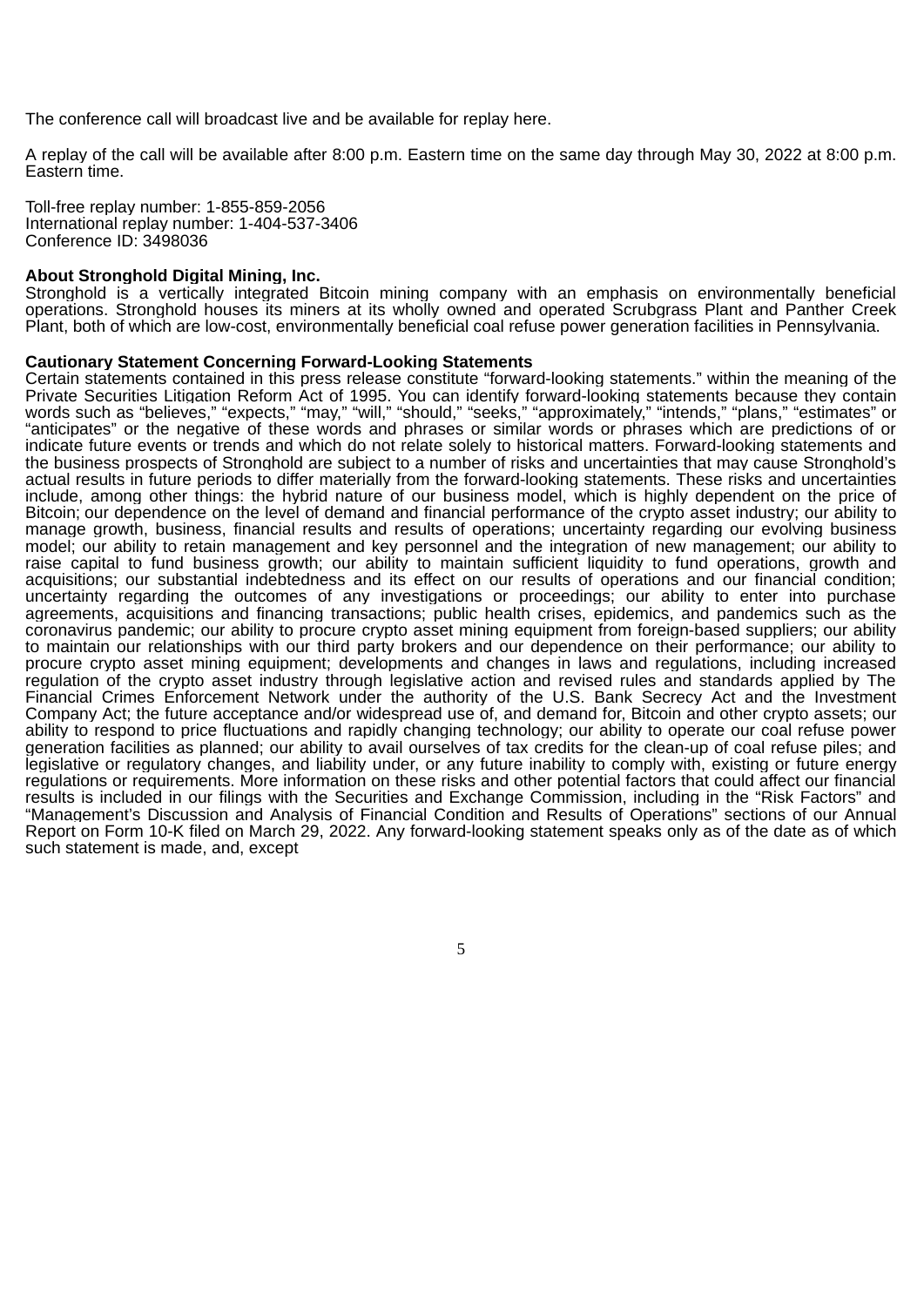The conference call will broadcast live and be available for replay here.

A replay of the call will be available after 8:00 p.m. Eastern time on the same day through May 30, 2022 at 8:00 p.m. Eastern time.

Toll-free replay number: 1-855-859-2056
International replay number: 1-404-537-3406
Conference ID: 3498036

**About Stronghold Digital Mining, Inc.**
Stronghold is a vertically integrated Bitcoin mining company with an emphasis on environmentally beneficial operations. Stronghold houses its miners at its wholly owned and operated Scrubgrass Plant and Panther Creek Plant, both of which are low-cost, environmentally beneficial coal refuse power generation facilities in Pennsylvania.

**Cautionary Statement Concerning Forward-Looking Statements**
Certain statements contained in this press release constitute "forward-looking statements." within the meaning of the Private Securities Litigation Reform Act of 1995. You can identify forward-looking statements because they contain words such as "believes," "expects," "may," "will," "should," "seeks," "approximately," "intends," "plans," "estimates" or "anticipates" or the negative of these words and phrases or similar words or phrases which are predictions of or indicate future events or trends and which do not relate solely to historical matters. Forward-looking statements and the business prospects of Stronghold are subject to a number of risks and uncertainties that may cause Stronghold's actual results in future periods to differ materially from the forward-looking statements. These risks and uncertainties include, among other things: the hybrid nature of our business model, which is highly dependent on the price of Bitcoin; our dependence on the level of demand and financial performance of the crypto asset industry; our ability to manage growth, business, financial results and results of operations; uncertainty regarding our evolving business model; our ability to retain management and key personnel and the integration of new management; our ability to raise capital to fund business growth; our ability to maintain sufficient liquidity to fund operations, growth and acquisitions; our substantial indebtedness and its effect on our results of operations and our financial condition; uncertainty regarding the outcomes of any investigations or proceedings; our ability to enter into purchase agreements, acquisitions and financing transactions; public health crises, epidemics, and pandemics such as the coronavirus pandemic; our ability to procure crypto asset mining equipment from foreign-based suppliers; our ability to maintain our relationships with our third party brokers and our dependence on their performance; our ability to procure crypto asset mining equipment; developments and changes in laws and regulations, including increased regulation of the crypto asset industry through legislative action and revised rules and standards applied by The Financial Crimes Enforcement Network under the authority of the U.S. Bank Secrecy Act and the Investment Company Act; the future acceptance and/or widespread use of, and demand for, Bitcoin and other crypto assets; our ability to respond to price fluctuations and rapidly changing technology; our ability to operate our coal refuse power generation facilities as planned; our ability to avail ourselves of tax credits for the clean-up of coal refuse piles; and legislative or regulatory changes, and liability under, or any future inability to comply with, existing or future energy regulations or requirements. More information on these risks and other potential factors that could affect our financial results is included in our filings with the Securities and Exchange Commission, including in the "Risk Factors" and "Management's Discussion and Analysis of Financial Condition and Results of Operations" sections of our Annual Report on Form 10-K filed on March 29, 2022. Any forward-looking statement speaks only as of the date as of which such statement is made, and, except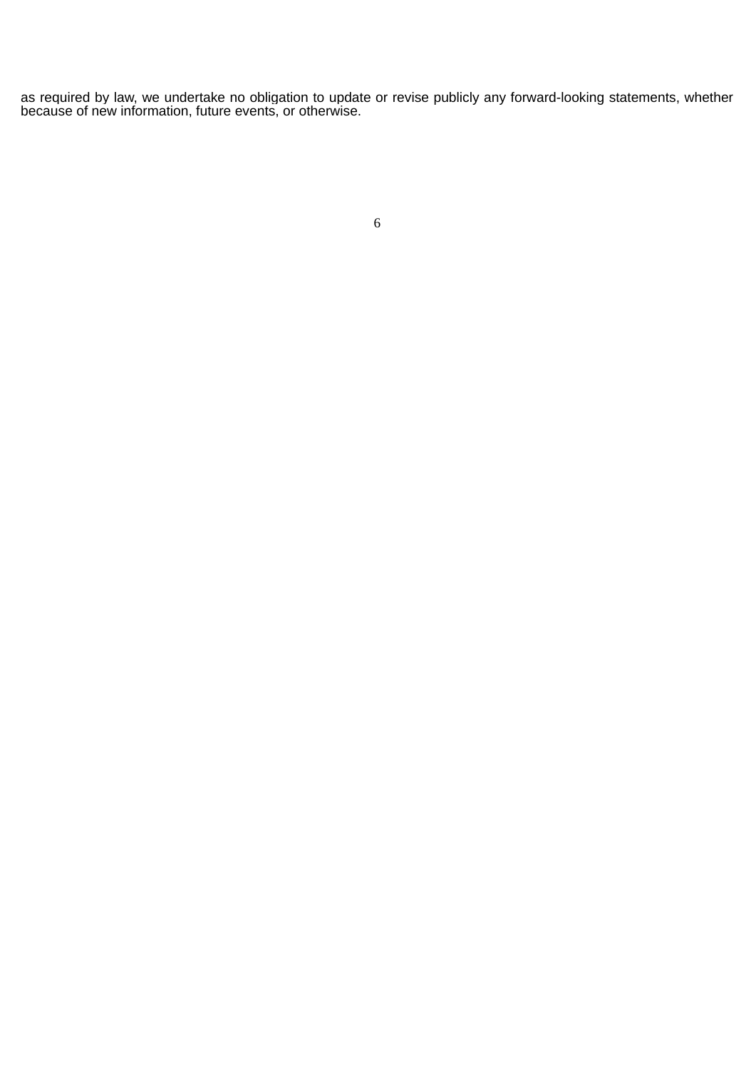as required by law, we undertake no obligation to update or revise publicly any forward-looking statements, whether because of new information, future events, or otherwise.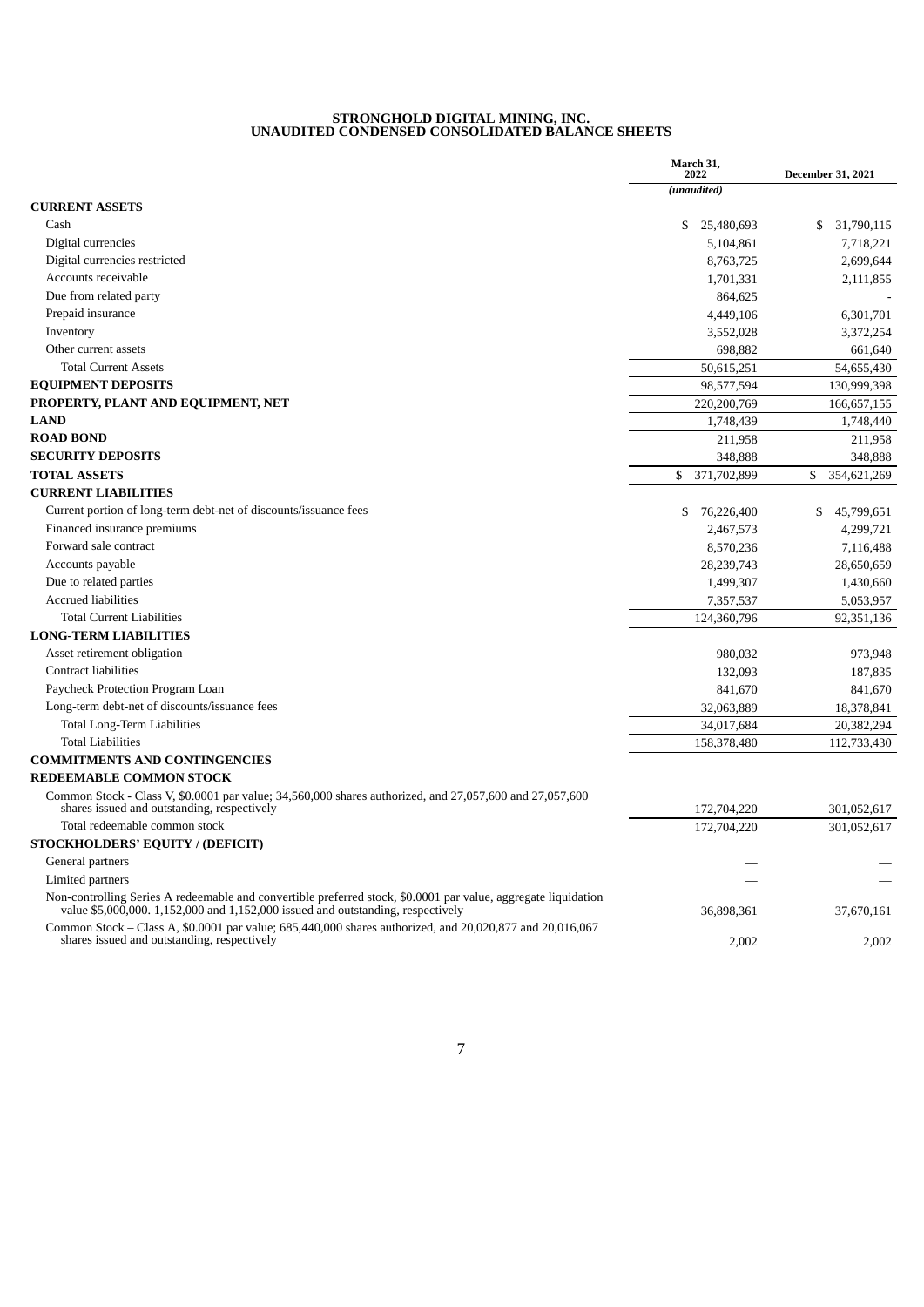# STRONGHOLD DIGITAL MINING, INC.
## UNAUDITED CONDENSED CONSOLIDATED BALANCE SHEETS

| | March 31, 2022 | December 31, 2021 |
|---|---|---|
| | *(unaudited)* | |
| **CURRENT ASSETS** | | |
| Cash | $ 25,480,693 | $ 31,790,115 |
| Digital currencies | 5,104,861 | 7,718,221 |
| Digital currencies restricted | 8,763,725 | 2,699,644 |
| Accounts receivable | 1,701,331 | 2,111,855 |
| Due from related party | 864,625 | - |
| Prepaid insurance | 4,449,106 | 6,301,701 |
| Inventory | 3,552,028 | 3,372,254 |
| Other current assets | 698,882 | 661,640 |
| Total Current Assets | 50,615,251 | 54,655,430 |
| **EQUIPMENT DEPOSITS** | 98,577,594 | 130,999,398 |
| **PROPERTY, PLANT AND EQUIPMENT, NET** | 220,200,769 | 166,657,155 |
| **LAND** | 1,748,439 | 1,748,440 |
| **ROAD BOND** | 211,958 | 211,958 |
| **SECURITY DEPOSITS** | 348,888 | 348,888 |
| **TOTAL ASSETS** | $ 371,702,899 | $ 354,621,269 |
| **CURRENT LIABILITIES** | | |
| Current portion of long-term debt-net of discounts/issuance fees | $ 76,226,400 | $ 45,799,651 |
| Financed insurance premiums | 2,467,573 | 4,299,721 |
| Forward sale contract | 8,570,236 | 7,116,488 |
| Accounts payable | 28,239,743 | 28,650,659 |
| Due to related parties | 1,499,307 | 1,430,660 |
| Accrued liabilities | 7,357,537 | 5,053,957 |
| Total Current Liabilities | 124,360,796 | 92,351,136 |
| **LONG-TERM LIABILITIES** | | |
| Asset retirement obligation | 980,032 | 973,948 |
| Contract liabilities | 132,093 | 187,835 |
| Paycheck Protection Program Loan | 841,670 | 841,670 |
| Long-term debt-net of discounts/issuance fees | 32,063,889 | 18,378,841 |
| Total Long-Term Liabilities | 34,017,684 | 20,382,294 |
| Total Liabilities | 158,378,480 | 112,733,430 |
| **COMMITMENTS AND CONTINGENCIES** | | |
| **REDEEMABLE COMMON STOCK** | | |
| Common Stock - Class V, \$0.0001 par value; 34,560,000 shares authorized, and 27,057,600 and 27,057,600 shares issued and outstanding, respectively | 172,704,220 | 301,052,617 |
| Total redeemable common stock | 172,704,220 | 301,052,617 |
| **STOCKHOLDERS' EQUITY / (DEFICIT)** | | |
| General partners | — | — |
| Limited partners | — | — |
| Non-controlling Series A redeemable and convertible preferred stock, \$0.0001 par value, aggregate liquidation value \$5,000,000. 1,152,000 and 1,152,000 issued and outstanding, respectively | 36,898,361 | 37,670,161 |
| Common Stock – Class A, \$0.0001 par value; 685,440,000 shares authorized, and 20,020,877 and 20,016,067 shares issued and outstanding, respectively | 2,002 | 2,002 |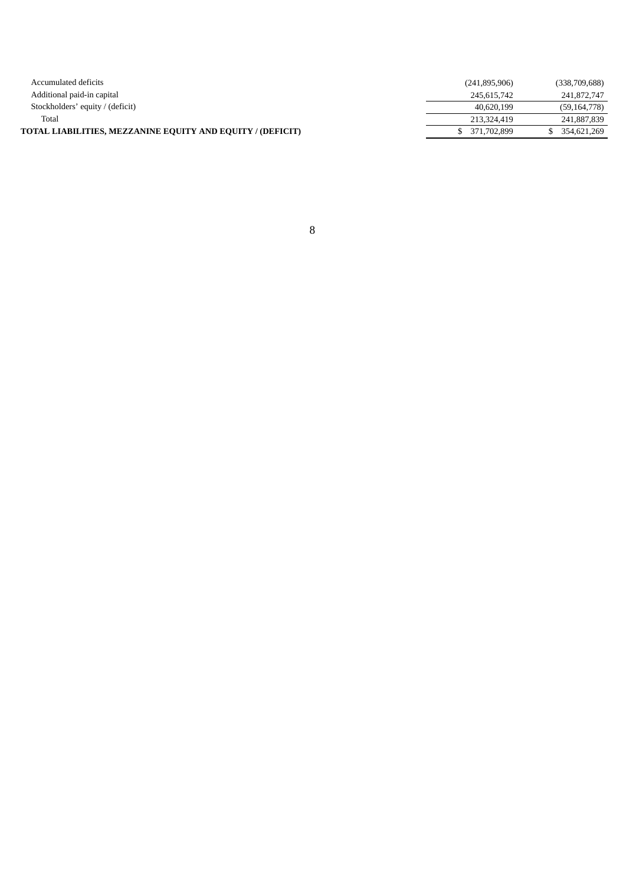| | | |
|---|---|---|
| Accumulated deficits | (241,895,906) | (338,709,688) |
| Additional paid-in capital | 245,615,742 | 241,872,747 |
| Stockholders' equity / (deficit) | 40,620,199 | (59,164,778) |
| Total | 213,324,419 | 241,887,839 |
| **TOTAL LIABILITIES, MEZZANINE EQUITY AND EQUITY / (DEFICIT)** | $ 371,702,899 | $ 354,621,269 |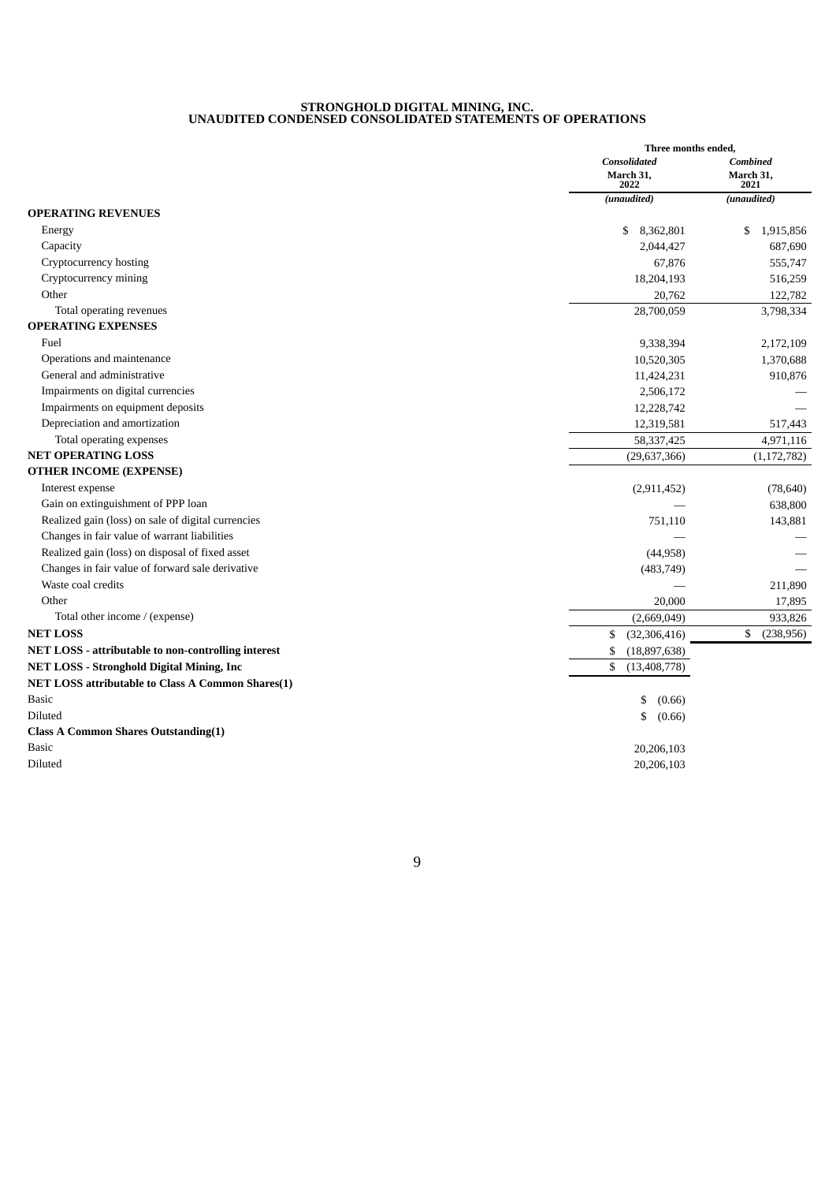# STRONGHOLD DIGITAL MINING, INC.
## UNAUDITED CONDENSED CONSOLIDATED STATEMENTS OF OPERATIONS

| | Three months ended, | |
|---|---|---|
| | *Consolidated* | *Combined* |
| | **March 31, 2022** | **March 31, 2021** |
| | *(unaudited)* | *(unaudited)* |
| **OPERATING REVENUES** | | |
| Energy | $ 8,362,801 | $ 1,915,856 |
| Capacity | 2,044,427 | 687,690 |
| Cryptocurrency hosting | 67,876 | 555,747 |
| Cryptocurrency mining | 18,204,193 | 516,259 |
| Other | 20,762 | 122,782 |
| Total operating revenues | 28,700,059 | 3,798,334 |
| **OPERATING EXPENSES** | | |
| Fuel | 9,338,394 | 2,172,109 |
| Operations and maintenance | 10,520,305 | 1,370,688 |
| General and administrative | 11,424,231 | 910,876 |
| Impairments on digital currencies | 2,506,172 | — |
| Impairments on equipment deposits | 12,228,742 | — |
| Depreciation and amortization | 12,319,581 | 517,443 |
| Total operating expenses | 58,337,425 | 4,971,116 |
| **NET OPERATING LOSS** | (29,637,366) | (1,172,782) |
| **OTHER INCOME (EXPENSE)** | | |
| Interest expense | (2,911,452) | (78,640) |
| Gain on extinguishment of PPP loan | — | 638,800 |
| Realized gain (loss) on sale of digital currencies | 751,110 | 143,881 |
| Changes in fair value of warrant liabilities | — | — |
| Realized gain (loss) on disposal of fixed asset | (44,958) | — |
| Changes in fair value of forward sale derivative | (483,749) | — |
| Waste coal credits | — | 211,890 |
| Other | 20,000 | 17,895 |
| Total other income / (expense) | (2,669,049) | 933,826 |
| **NET LOSS** | $ (32,306,416) | $ (238,956) |
| **NET LOSS - attributable to non-controlling interest** | $ (18,897,638) | |
| **NET LOSS - Stronghold Digital Mining, Inc** | $ (13,408,778) | |
| **NET LOSS attributable to Class A Common Shares(1)** | | |
| Basic | $ (0.66) | |
| Diluted | $ (0.66) | |
| **Class A Common Shares Outstanding(1)** | | |
| Basic | 20,206,103 | |
| Diluted | 20,206,103 | |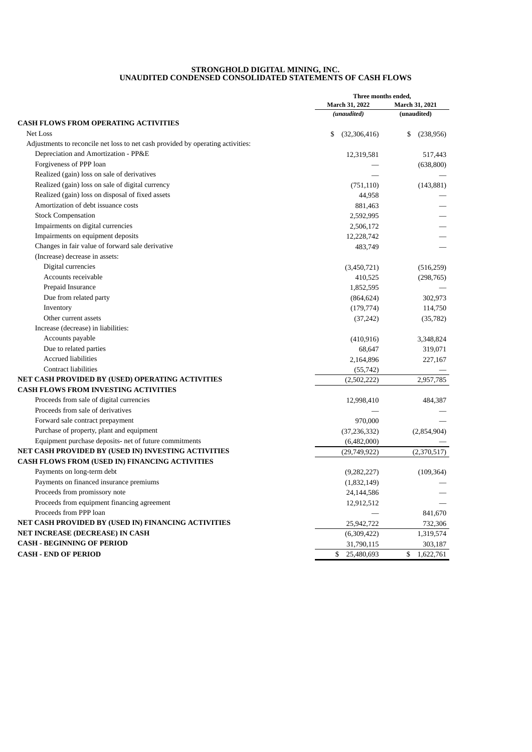**STRONGHOLD DIGITAL MINING, INC.**
**UNAUDITED CONDENSED CONSOLIDATED STATEMENTS OF CASH FLOWS**

| | Three months ended, | |
|---|---|---|
| | March 31, 2022 | March 31, 2021 |
| | *(unaudited)* | (unaudited) |
| **CASH FLOWS FROM OPERATING ACTIVITIES** | | |
| Net Loss | $ (32,306,416) | $ (238,956) |
| Adjustments to reconcile net loss to net cash provided by operating activities: | | |
| Depreciation and Amortization - PP&E | 12,319,581 | 517,443 |
| Forgiveness of PPP loan | — | (638,800) |
| Realized (gain) loss on sale of derivatives | — | — |
| Realized (gain) loss on sale of digital currency | (751,110) | (143,881) |
| Realized (gain) loss on disposal of fixed assets | 44,958 | — |
| Amortization of debt issuance costs | 881,463 | — |
| Stock Compensation | 2,592,995 | — |
| Impairments on digital currencies | 2,506,172 | — |
| Impairments on equipment deposits | 12,228,742 | — |
| Changes in fair value of forward sale derivative | 483,749 | — |
| (Increase) decrease in assets: | | |
| Digital currencies | (3,450,721) | (516,259) |
| Accounts receivable | 410,525 | (298,765) |
| Prepaid Insurance | 1,852,595 | — |
| Due from related party | (864,624) | 302,973 |
| Inventory | (179,774) | 114,750 |
| Other current assets | (37,242) | (35,782) |
| Increase (decrease) in liabilities: | | |
| Accounts payable | (410,916) | 3,348,824 |
| Due to related parties | 68,647 | 319,071 |
| Accrued liabilities | 2,164,896 | 227,167 |
| Contract liabilities | (55,742) | — |
| **NET CASH PROVIDED BY (USED) OPERATING ACTIVITIES** | (2,502,222) | 2,957,785 |
| **CASH FLOWS FROM INVESTING ACTIVITIES** | | |
| Proceeds from sale of digital currencies | 12,998,410 | 484,387 |
| Proceeds from sale of derivatives | — | — |
| Forward sale contract prepayment | 970,000 | — |
| Purchase of property, plant and equipment | (37,236,332) | (2,854,904) |
| Equipment purchase deposits- net of future commitments | (6,482,000) | — |
| **NET CASH PROVIDED BY (USED IN) INVESTING ACTIVITIES** | (29,749,922) | (2,370,517) |
| **CASH FLOWS FROM (USED IN) FINANCING ACTIVITIES** | | |
| Payments on long-term debt | (9,282,227) | (109,364) |
| Payments on financed insurance premiums | (1,832,149) | — |
| Proceeds from promissory note | 24,144,586 | — |
| Proceeds from equipment financing agreement | 12,912,512 | — |
| Proceeds from PPP loan | — | 841,670 |
| **NET CASH PROVIDED BY (USED IN) FINANCING ACTIVITIES** | 25,942,722 | 732,306 |
| **NET INCREASE (DECREASE) IN CASH** | (6,309,422) | 1,319,574 |
| **CASH - BEGINNING OF PERIOD** | 31,790,115 | 303,187 |
| **CASH - END OF PERIOD** | $ 25,480,693 | $ 1,622,761 |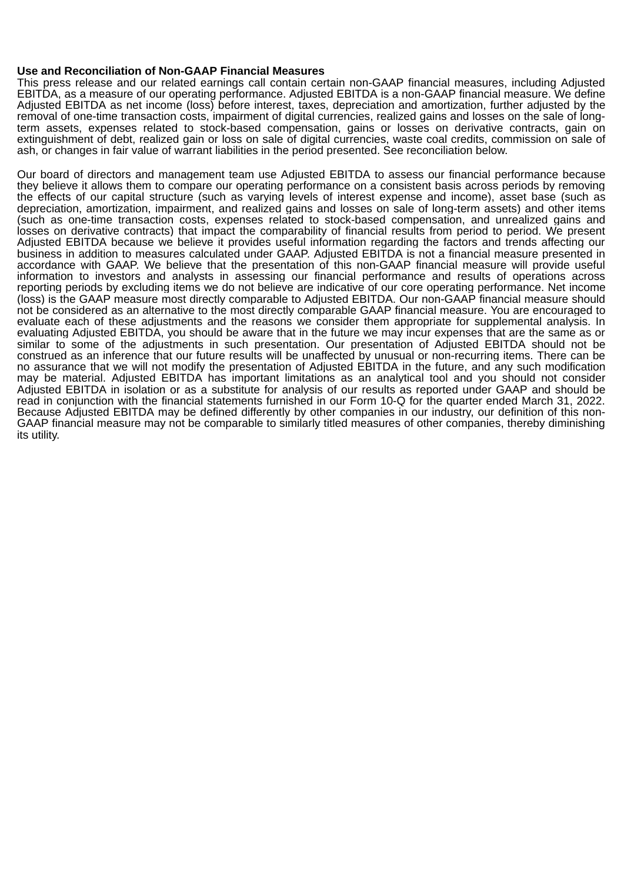**Use and Reconciliation of Non-GAAP Financial Measures**

This press release and our related earnings call contain certain non-GAAP financial measures, including Adjusted EBITDA, as a measure of our operating performance. Adjusted EBITDA is a non-GAAP financial measure. We define Adjusted EBITDA as net income (loss) before interest, taxes, depreciation and amortization, further adjusted by the removal of one-time transaction costs, impairment of digital currencies, realized gains and losses on the sale of long-term assets, expenses related to stock-based compensation, gains or losses on derivative contracts, gain on extinguishment of debt, realized gain or loss on sale of digital currencies, waste coal credits, commission on sale of ash, or changes in fair value of warrant liabilities in the period presented. See reconciliation below.

Our board of directors and management team use Adjusted EBITDA to assess our financial performance because they believe it allows them to compare our operating performance on a consistent basis across periods by removing the effects of our capital structure (such as varying levels of interest expense and income), asset base (such as depreciation, amortization, impairment, and realized gains and losses on sale of long-term assets) and other items (such as one-time transaction costs, expenses related to stock-based compensation, and unrealized gains and losses on derivative contracts) that impact the comparability of financial results from period to period. We present Adjusted EBITDA because we believe it provides useful information regarding the factors and trends affecting our business in addition to measures calculated under GAAP. Adjusted EBITDA is not a financial measure presented in accordance with GAAP. We believe that the presentation of this non-GAAP financial measure will provide useful information to investors and analysts in assessing our financial performance and results of operations across reporting periods by excluding items we do not believe are indicative of our core operating performance. Net income (loss) is the GAAP measure most directly comparable to Adjusted EBITDA. Our non-GAAP financial measure should not be considered as an alternative to the most directly comparable GAAP financial measure. You are encouraged to evaluate each of these adjustments and the reasons we consider them appropriate for supplemental analysis. In evaluating Adjusted EBITDA, you should be aware that in the future we may incur expenses that are the same as or similar to some of the adjustments in such presentation. Our presentation of Adjusted EBITDA should not be construed as an inference that our future results will be unaffected by unusual or non-recurring items. There can be no assurance that we will not modify the presentation of Adjusted EBITDA in the future, and any such modification may be material. Adjusted EBITDA has important limitations as an analytical tool and you should not consider Adjusted EBITDA in isolation or as a substitute for analysis of our results as reported under GAAP and should be read in conjunction with the financial statements furnished in our Form 10-Q for the quarter ended March 31, 2022. Because Adjusted EBITDA may be defined differently by other companies in our industry, our definition of this non-GAAP financial measure may not be comparable to similarly titled measures of other companies, thereby diminishing its utility.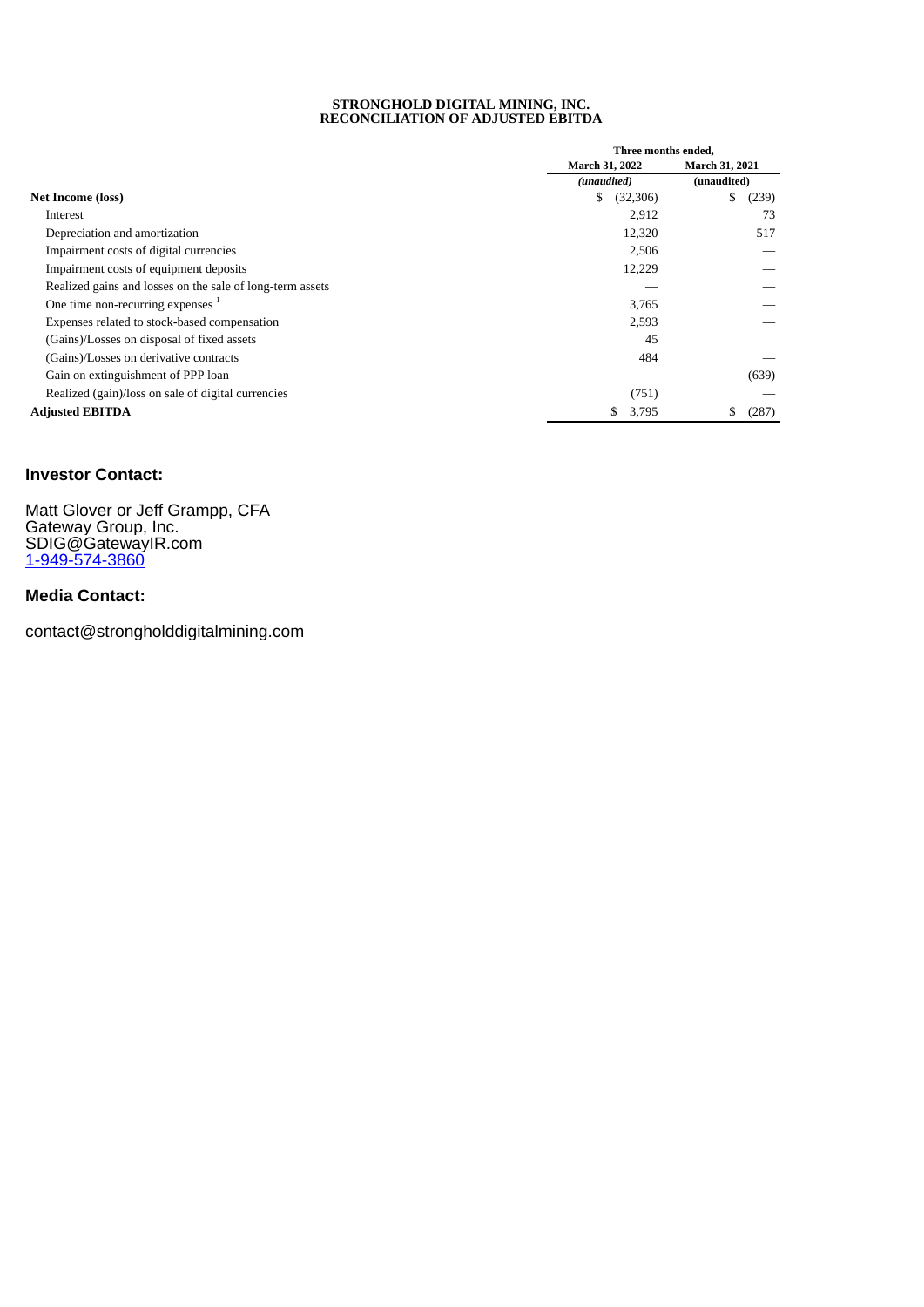**STRONGHOLD DIGITAL MINING, INC.**
**RECONCILIATION OF ADJUSTED EBITDA**

| | Three months ended, | |
|---|---|---|
| | March 31, 2022 | March 31, 2021 |
| | *(unaudited)* | (unaudited) |
| **Net Income (loss)** | $ (32,306) | $ (239) |
| Interest | 2,912 | 73 |
| Depreciation and amortization | 12,320 | 517 |
| Impairment costs of digital currencies | 2,506 | — |
| Impairment costs of equipment deposits | 12,229 | — |
| Realized gains and losses on the sale of long-term assets | — | — |
| One time non-recurring expenses [1] | 3,765 | — |
| Expenses related to stock-based compensation | 2,593 | — |
| (Gains)/Losses on disposal of fixed assets | 45 | |
| (Gains)/Losses on derivative contracts | 484 | — |
| Gain on extinguishment of PPP loan | — | (639) |
| Realized (gain)/loss on sale of digital currencies | (751) | — |
| **Adjusted EBITDA** | $ 3,795 | $ (287) |

## Investor Contact:

Matt Glover or Jeff Grampp, CFA
Gateway Group, Inc.
SDIG@GatewayIR.com
1-949-574-3860

## Media Contact:

contact@strongholddigitalmining.com